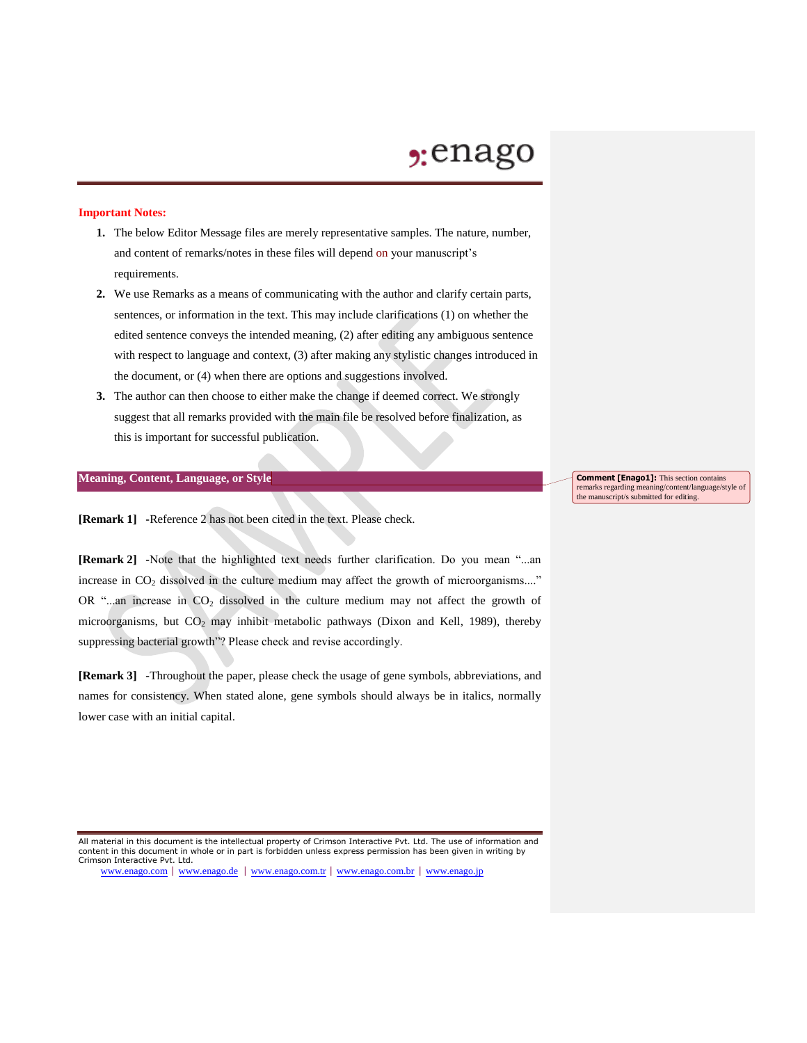**Important Notes:**

1. The below Editor Message files are merely representative samples. The nature, number, and content of remarks/notes in these files will depend on your manuscript's requirements.
2. We use Remarks as a means of communicating with the author and clarify certain parts, sentences, or information in the text. This may include clarifications (1) on whether the edited sentence conveys the intended meaning, (2) after editing any ambiguous sentence with respect to language and context, (3) after making any stylistic changes introduced in the document, or (4) when there are options and suggestions involved.
3. The author can then choose to either make the change if deemed correct. We strongly suggest that all remarks provided with the main file be resolved before finalization, as this is important for successful publication.

## Meaning, Content, Language, or Style

**Comment [Enago1]:** This section contains remarks regarding meaning/content/language/style of the manuscript/s submitted for editing.

**[Remark 1]** -Reference 2 has not been cited in the text. Please check.

**[Remark 2]** -Note that the highlighted text needs further clarification. Do you mean "...an increase in $CO_2$ dissolved in the culture medium may affect the growth of microorganisms...." OR "...an increase in $CO_2$ dissolved in the culture medium may not affect the growth of microorganisms, but $CO_2$ may inhibit metabolic pathways (Dixon and Kell, 1989), thereby suppressing bacterial growth"? Please check and revise accordingly.

**[Remark 3]** -Throughout the paper, please check the usage of gene symbols, abbreviations, and names for consistency. When stated alone, gene symbols should always be in italics, normally lower case with an initial capital.

All material in this document is the intellectual property of Crimson Interactive Pvt. Ltd. The use of information and content in this document in whole or in part is forbidden unless express permission has been given in writing by Crimson Interactive Pvt. Ltd.

www.enago.com | www.enago.de | www.enago.com.tr | www.enago.com.br | www.enago.jp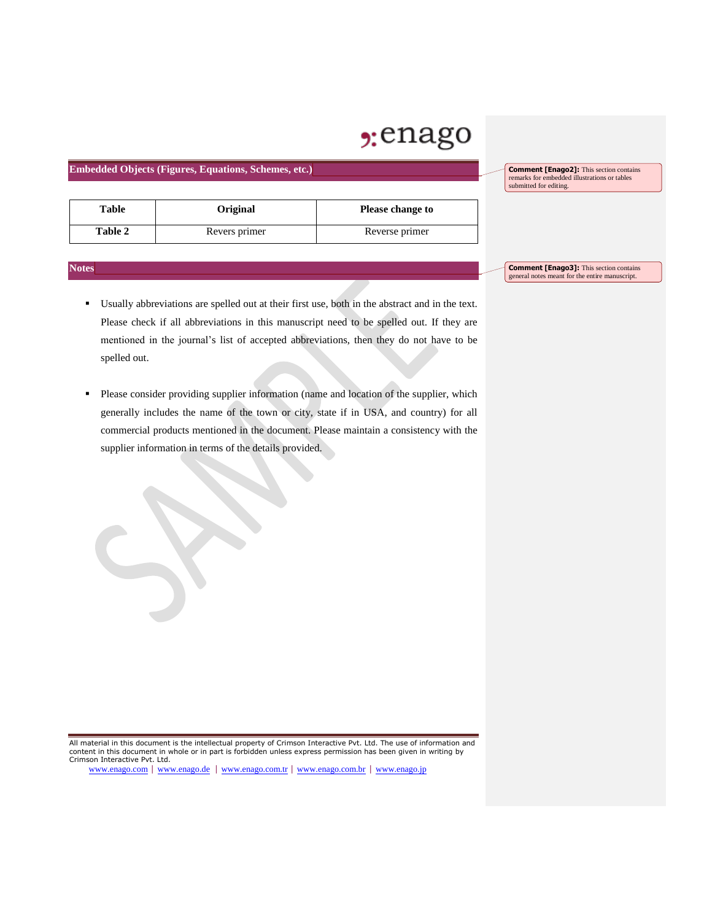## Embedded Objects (Figures, Equations, Schemes, etc.)

Comment [Enago2]: This section contains remarks for embedded illustrations or tables submitted for editing.

| Table | Original | Please change to |
|---|---|---|
| **Table 2** | Revers primer | Reverse primer |

## Notes

Comment [Enago3]: This section contains general notes meant for the entire manuscript.

- Usually abbreviations are spelled out at their first use, both in the abstract and in the text. Please check if all abbreviations in this manuscript need to be spelled out. If they are mentioned in the journal's list of accepted abbreviations, then they do not have to be spelled out.

- Please consider providing supplier information (name and location of the supplier, which generally includes the name of the town or city, state if in USA, and country) for all commercial products mentioned in the document. Please maintain a consistency with the supplier information in terms of the details provided.